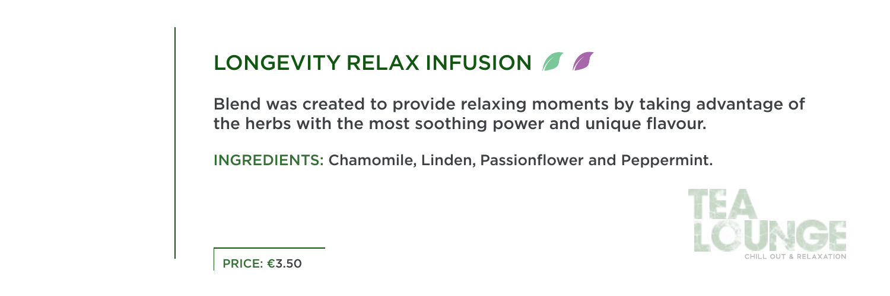# LONGEVITY RELAX INFUSION

Blend was created to provide relaxing moments by taking advantage of the herbs with the most soothing power and unique flavour.

INGREDIENTS: Chamomile, Linden, Passionflower and Peppermint.

PRICE: €3.50

TEA LOUNGE
CHILL OUT & RELAXATION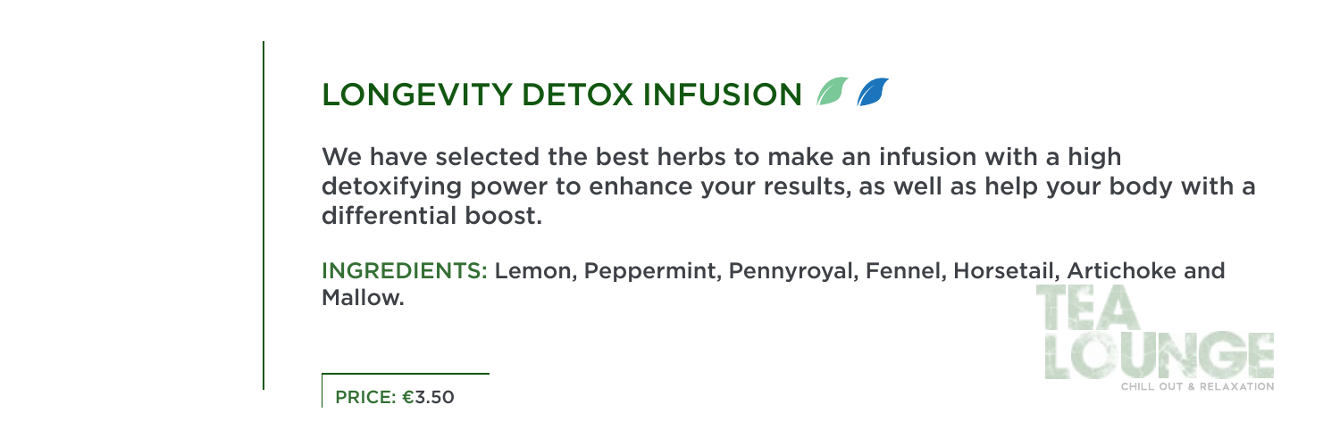# LONGEVITY DETOX INFUSION

We have selected the best herbs to make an infusion with a high detoxifying power to enhance your results, as well as help your body with a differential boost.

INGREDIENTS: Lemon, Peppermint, Pennyroyal, Fennel, Horsetail, Artichoke and Mallow.

PRICE: €3.50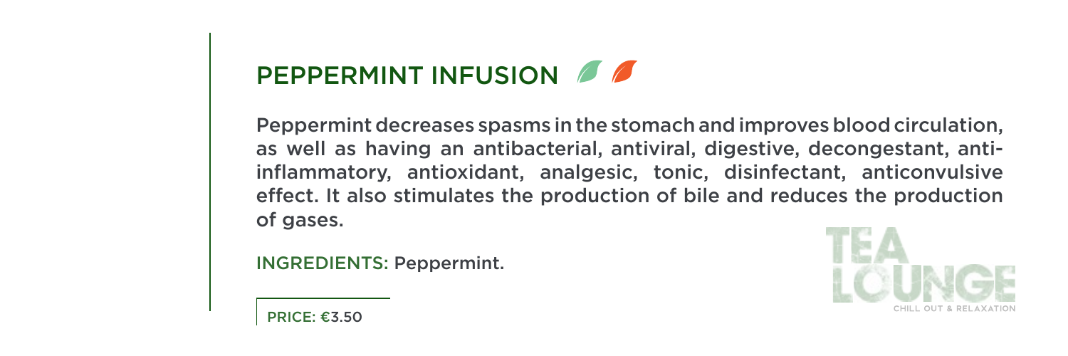## PEPPERMINT INFUSION

Peppermint decreases spasms in the stomach and improves blood circulation, as well as having an antibacterial, antiviral, digestive, decongestant, anti-inflammatory, antioxidant, analgesic, tonic, disinfectant, anticonvulsive effect. It also stimulates the production of bile and reduces the production of gases.

INGREDIENTS: Peppermint.

PRICE: €3.50

TEA LOUNGE
CHILL OUT & RELAXATION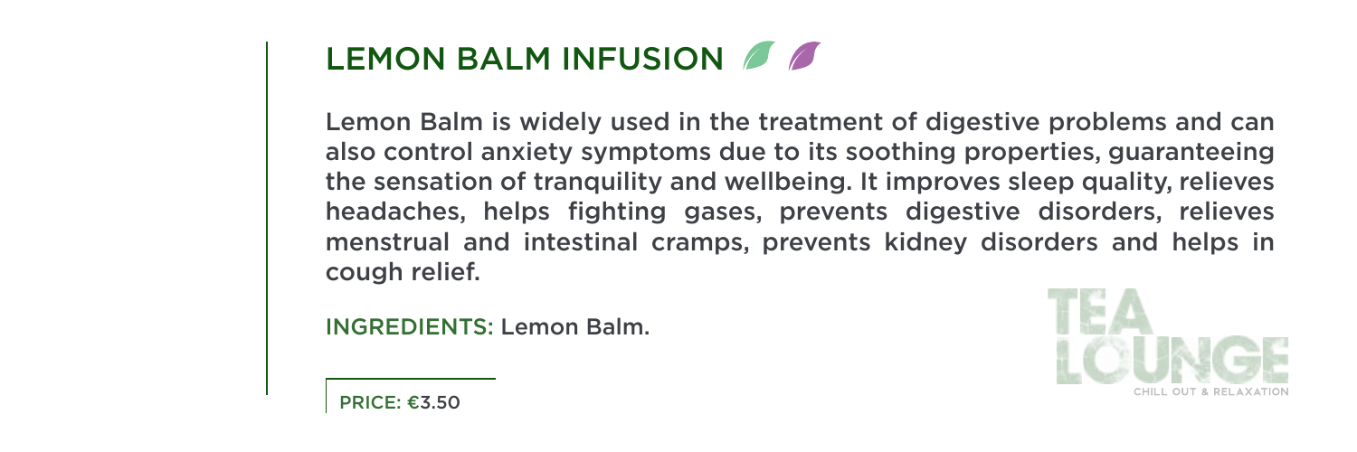## LEMON BALM INFUSION

Lemon Balm is widely used in the treatment of digestive problems and can also control anxiety symptoms due to its soothing properties, guaranteeing the sensation of tranquility and wellbeing. It improves sleep quality, relieves headaches, helps fighting gases, prevents digestive disorders, relieves menstrual and intestinal cramps, prevents kidney disorders and helps in cough relief.

INGREDIENTS: Lemon Balm.

PRICE: €3.50

TEA LOUNGE
CHILL OUT & RELAXATION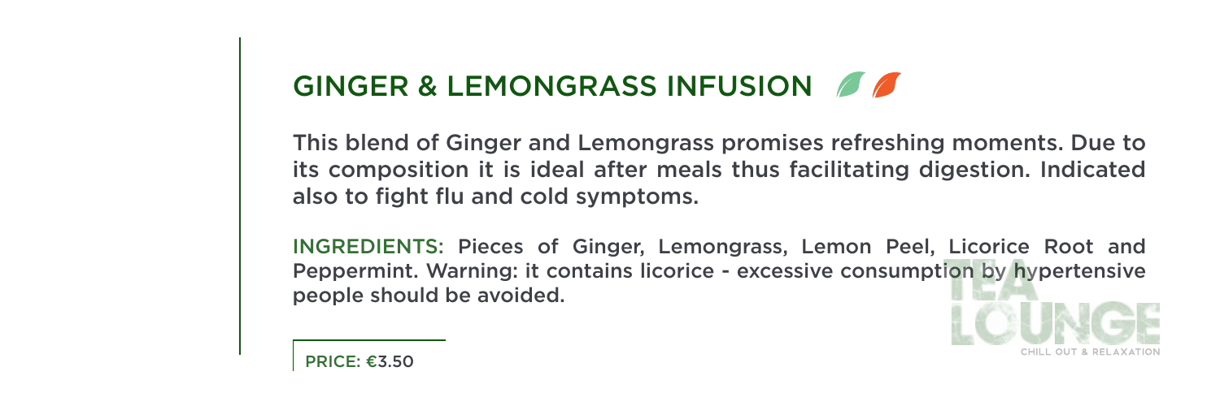## GINGER & LEMONGRASS INFUSION

This blend of Ginger and Lemongrass promises refreshing moments. Due to its composition it is ideal after meals thus facilitating digestion. Indicated also to fight flu and cold symptoms.

INGREDIENTS: Pieces of Ginger, Lemongrass, Lemon Peel, Licorice Root and Peppermint. Warning: it contains licorice - excessive consumption by hypertensive people should be avoided.

PRICE: €3.50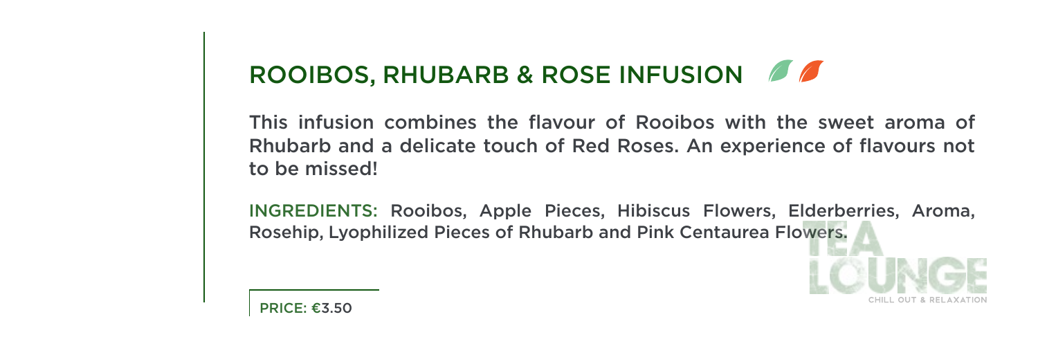## ROOIBOS, RHUBARB & ROSE INFUSION

This infusion combines the flavour of Rooibos with the sweet aroma of Rhubarb and a delicate touch of Red Roses. An experience of flavours not to be missed!

INGREDIENTS: Rooibos, Apple Pieces, Hibiscus Flowers, Elderberries, Aroma, Rosehip, Lyophilized Pieces of Rhubarb and Pink Centaurea Flowers.

PRICE: €3.50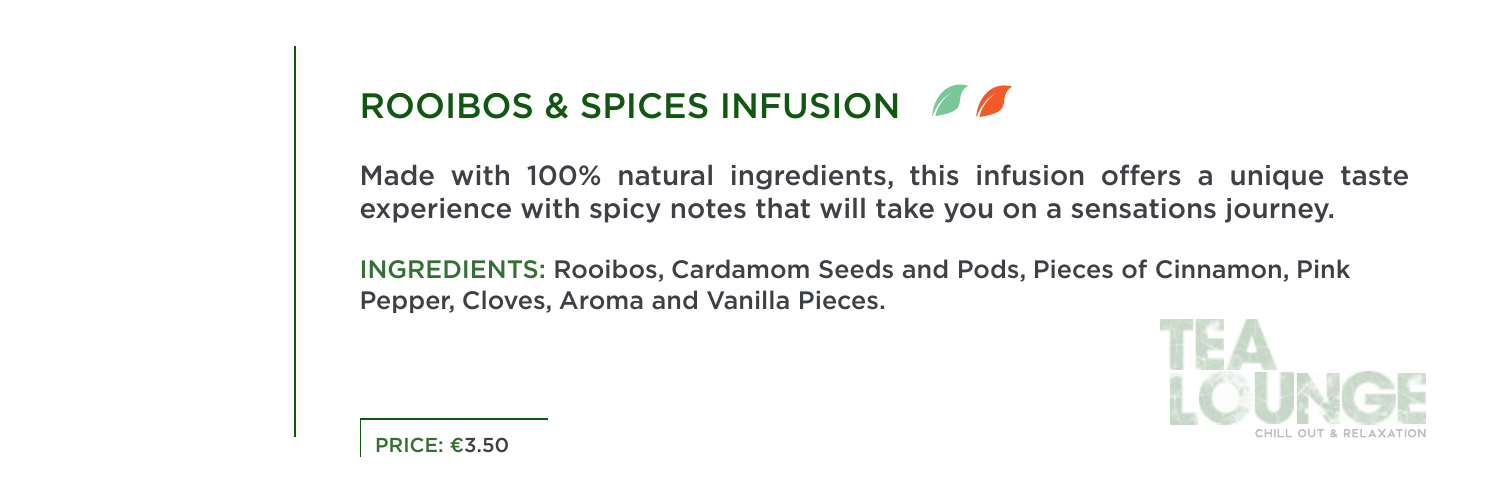# ROOIBOS & SPICES INFUSION

Made with 100% natural ingredients, this infusion offers a unique taste experience with spicy notes that will take you on a sensations journey.

INGREDIENTS: Rooibos, Cardamom Seeds and Pods, Pieces of Cinnamon, Pink Pepper, Cloves, Aroma and Vanilla Pieces.

PRICE: €3.50

TEA LOUNGE

CHILL OUT & RELAXATION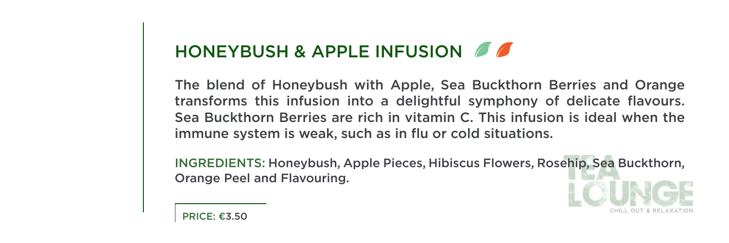## HONEYBUSH & APPLE INFUSION

The blend of Honeybush with Apple, Sea Buckthorn Berries and Orange transforms this infusion into a delightful symphony of delicate flavours. Sea Buckthorn Berries are rich in vitamin C. This infusion is ideal when the immune system is weak, such as in flu or cold situations.

INGREDIENTS: Honeybush, Apple Pieces, Hibiscus Flowers, Rosehip, Sea Buckthorn, Orange Peel and Flavouring.

PRICE: €3.50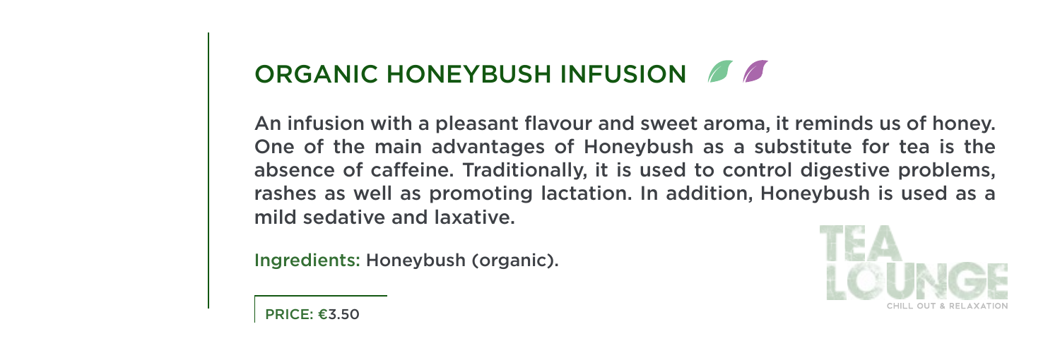## ORGANIC HONEYBUSH INFUSION

An infusion with a pleasant flavour and sweet aroma, it reminds us of honey. One of the main advantages of Honeybush as a substitute for tea is the absence of caffeine. Traditionally, it is used to control digestive problems, rashes as well as promoting lactation. In addition, Honeybush is used as a mild sedative and laxative.

Ingredients: Honeybush (organic).

PRICE: €3.50

TEA LOUNGE
CHILL OUT & RELAXATION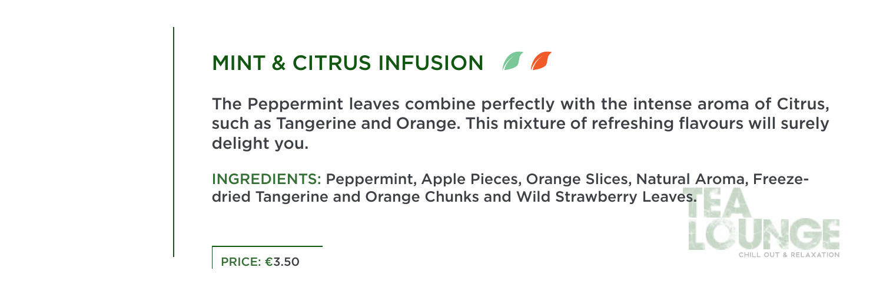## MINT & CITRUS INFUSION

The Peppermint leaves combine perfectly with the intense aroma of Citrus, such as Tangerine and Orange. This mixture of refreshing flavours will surely delight you.

INGREDIENTS: Peppermint, Apple Pieces, Orange Slices, Natural Aroma, Freeze-dried Tangerine and Orange Chunks and Wild Strawberry Leaves.

TEA LOUNGE

CHILL OUT & RELAXATION

PRICE: €3.50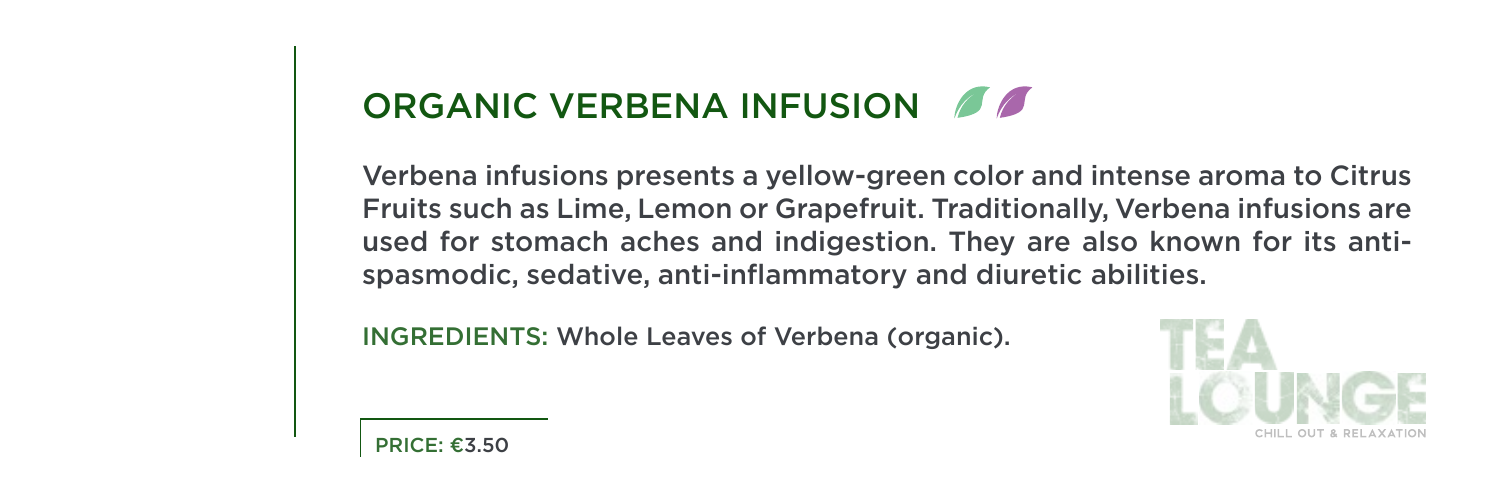## ORGANIC VERBENA INFUSION

Verbena infusions presents a yellow-green color and intense aroma to Citrus Fruits such as Lime, Lemon or Grapefruit. Traditionally, Verbena infusions are used for stomach aches and indigestion. They are also known for its anti-spasmodic, sedative, anti-inflammatory and diuretic abilities.

INGREDIENTS: Whole Leaves of Verbena (organic).

PRICE: €3.50

TEA LOUNGE
CHILL OUT & RELAXATION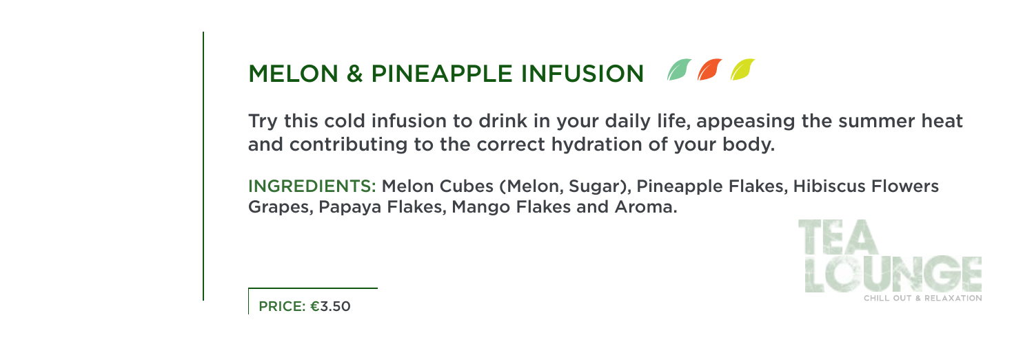# MELON & PINEAPPLE INFUSION

Try this cold infusion to drink in your daily life, appeasing the summer heat and contributing to the correct hydration of your body.

INGREDIENTS: Melon Cubes (Melon, Sugar), Pineapple Flakes, Hibiscus Flowers Grapes, Papaya Flakes, Mango Flakes and Aroma.

TEA LOUNGE
CHILL OUT & RELAXATION

PRICE: €3.50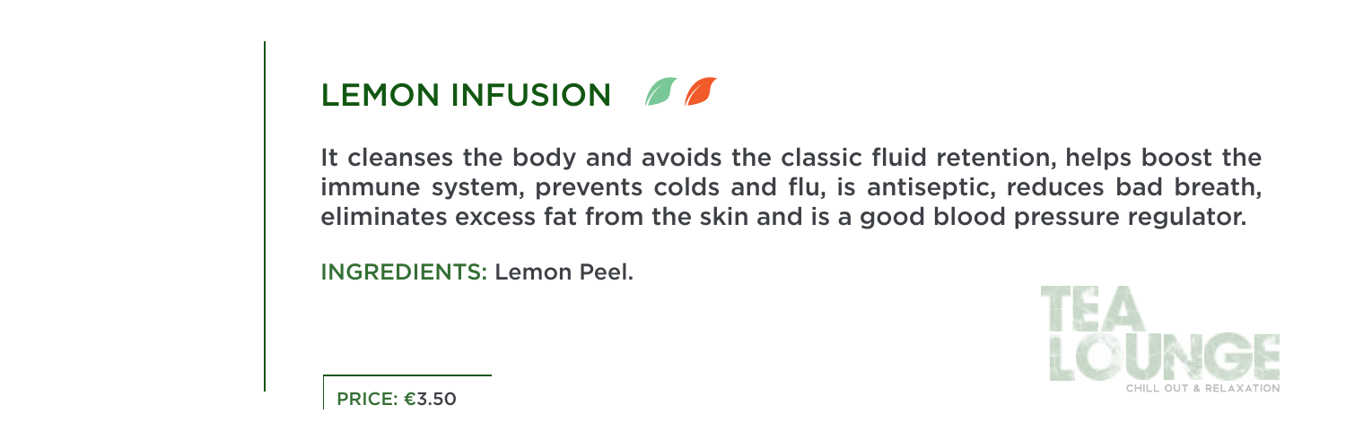# LEMON INFUSION

It cleanses the body and avoids the classic fluid retention, helps boost the immune system, prevents colds and flu, is antiseptic, reduces bad breath, eliminates excess fat from the skin and is a good blood pressure regulator.

INGREDIENTS: Lemon Peel.

PRICE: €3.50

TEA LOUNGE

CHILL OUT & RELAXATION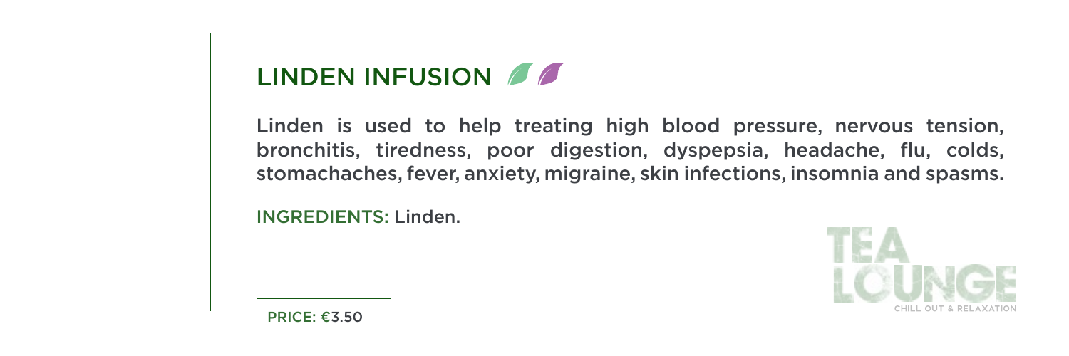# LINDEN INFUSION

Linden is used to help treating high blood pressure, nervous tension, bronchitis, tiredness, poor digestion, dyspepsia, headache, flu, colds, stomachaches, fever, anxiety, migraine, skin infections, insomnia and spasms.

INGREDIENTS: Linden.

PRICE: €3.50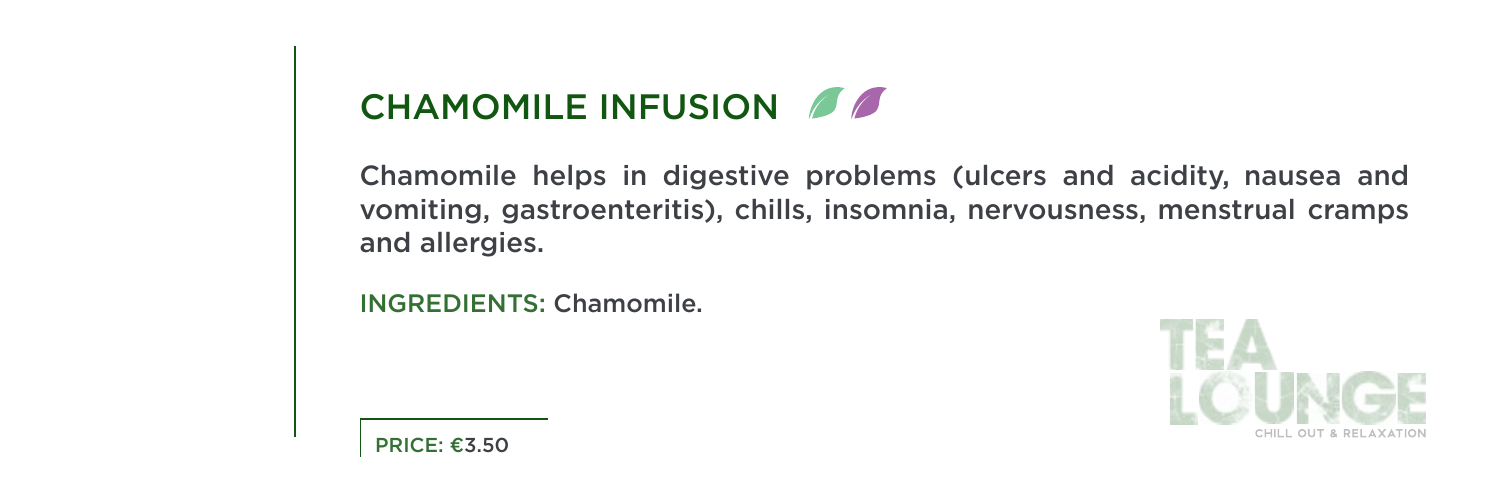## CHAMOMILE INFUSION

Chamomile helps in digestive problems (ulcers and acidity, nausea and vomiting, gastroenteritis), chills, insomnia, nervousness, menstrual cramps and allergies.

INGREDIENTS: Chamomile.

PRICE: €3.50

TEA LOUNGE

CHILL OUT & RELAXATION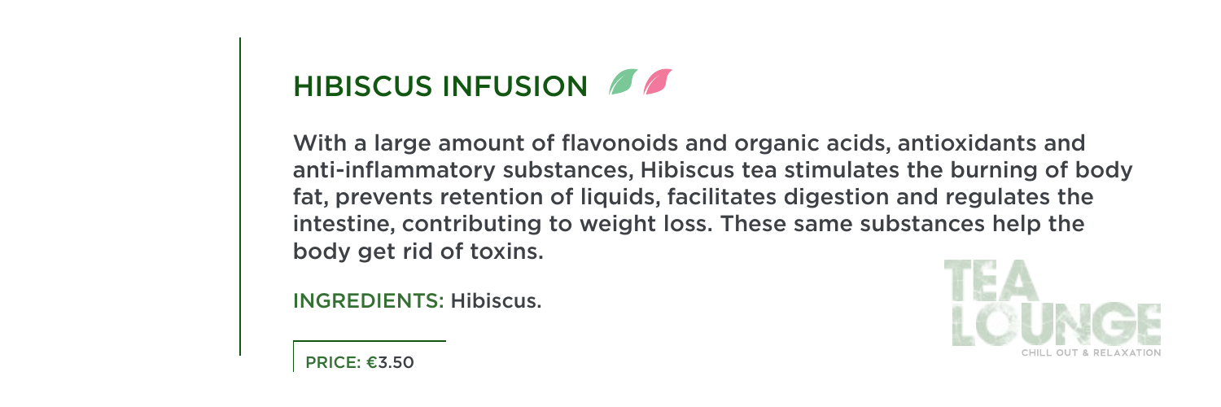## HIBISCUS INFUSION

With a large amount of flavonoids and organic acids, antioxidants and anti-inflammatory substances, Hibiscus tea stimulates the burning of body fat, prevents retention of liquids, facilitates digestion and regulates the intestine, contributing to weight loss. These same substances help the body get rid of toxins.

INGREDIENTS: Hibiscus.

PRICE: €3.50

TEA LOUNGE
CHILL OUT & RELAXATION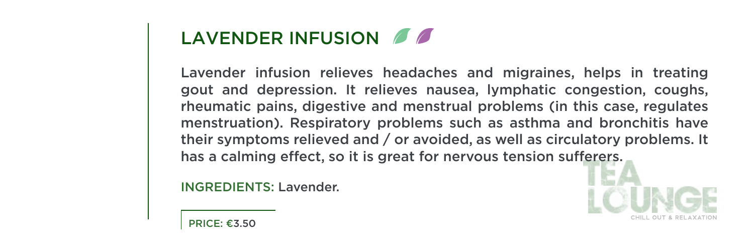## LAVENDER INFUSION

Lavender infusion relieves headaches and migraines, helps in treating gout and depression. It relieves nausea, lymphatic congestion, coughs, rheumatic pains, digestive and menstrual problems (in this case, regulates menstruation). Respiratory problems such as asthma and bronchitis have their symptoms relieved and / or avoided, as well as circulatory problems. It has a calming effect, so it is great for nervous tension sufferers.

INGREDIENTS: Lavender.

PRICE: €3.50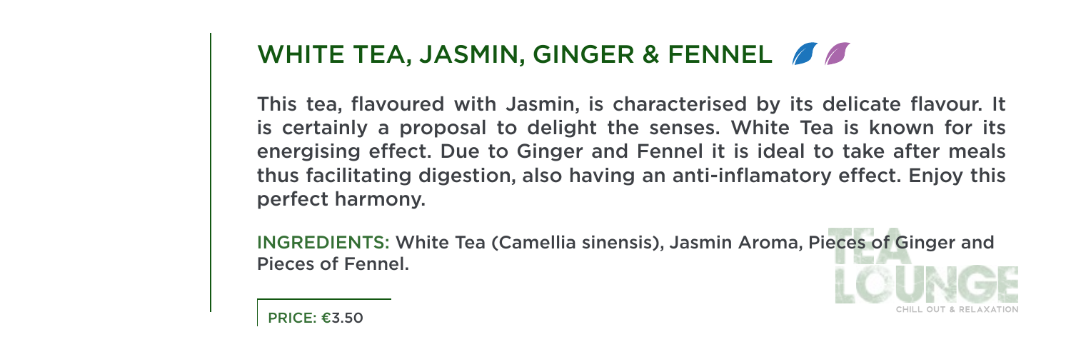## WHITE TEA, JASMIN, GINGER & FENNEL

This tea, flavoured with Jasmin, is characterised by its delicate flavour. It is certainly a proposal to delight the senses. White Tea is known for its energising effect. Due to Ginger and Fennel it is ideal to take after meals thus facilitating digestion, also having an anti-inflamatory effect. Enjoy this perfect harmony.

INGREDIENTS: White Tea (Camellia sinensis), Jasmin Aroma, Pieces of Ginger and Pieces of Fennel.

PRICE: €3.50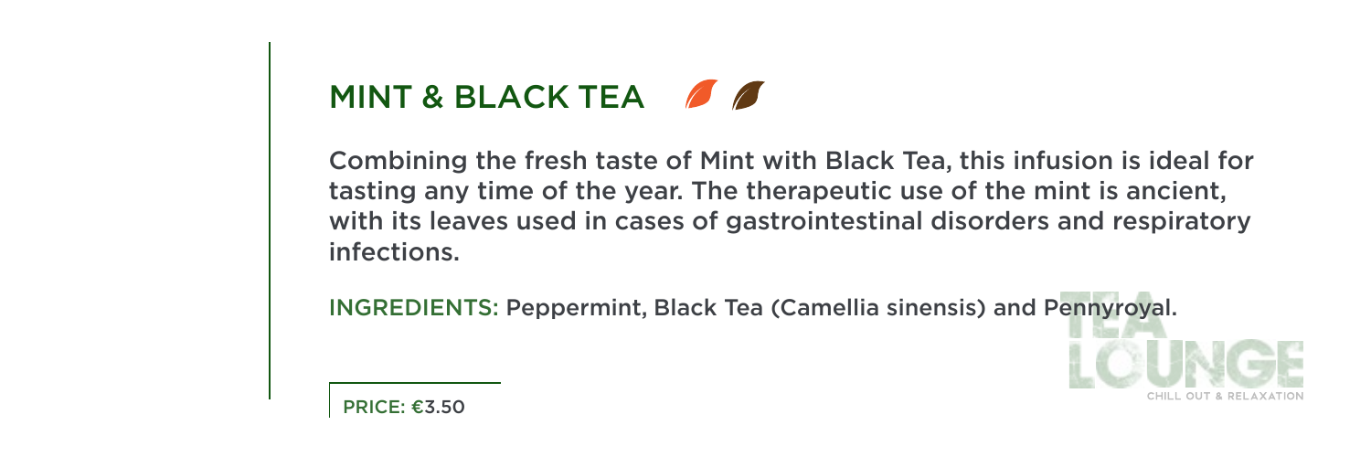## MINT & BLACK TEA

Combining the fresh taste of Mint with Black Tea, this infusion is ideal for tasting any time of the year. The therapeutic use of the mint is ancient, with its leaves used in cases of gastrointestinal disorders and respiratory infections.

INGREDIENTS: Peppermint, Black Tea (Camellia sinensis) and Pennyroyal.

PRICE: €3.50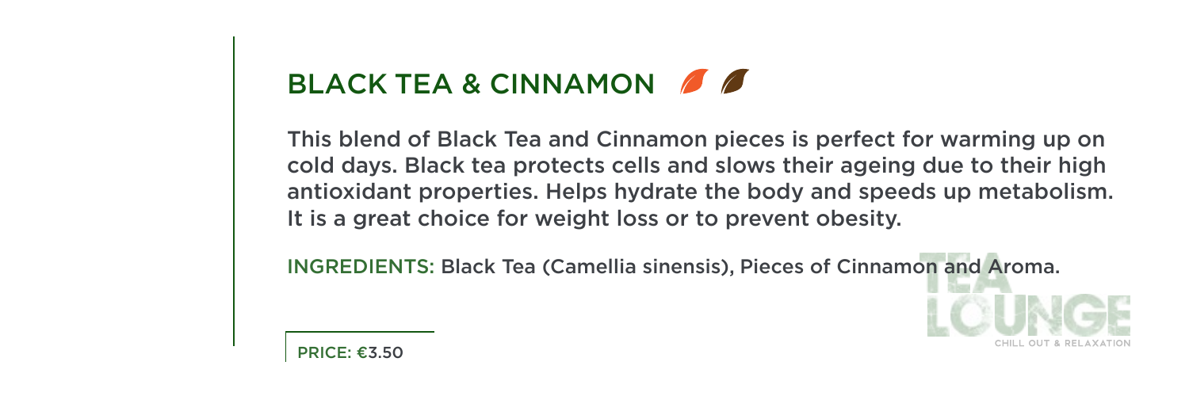## BLACK TEA & CINNAMON

This blend of Black Tea and Cinnamon pieces is perfect for warming up on cold days. Black tea protects cells and slows their ageing due to their high antioxidant properties. Helps hydrate the body and speeds up metabolism. It is a great choice for weight loss or to prevent obesity.

INGREDIENTS: Black Tea (Camellia sinensis), Pieces of Cinnamon and Aroma.

PRICE: €3.50

TEA LOUNGE
CHILL OUT & RELAXATION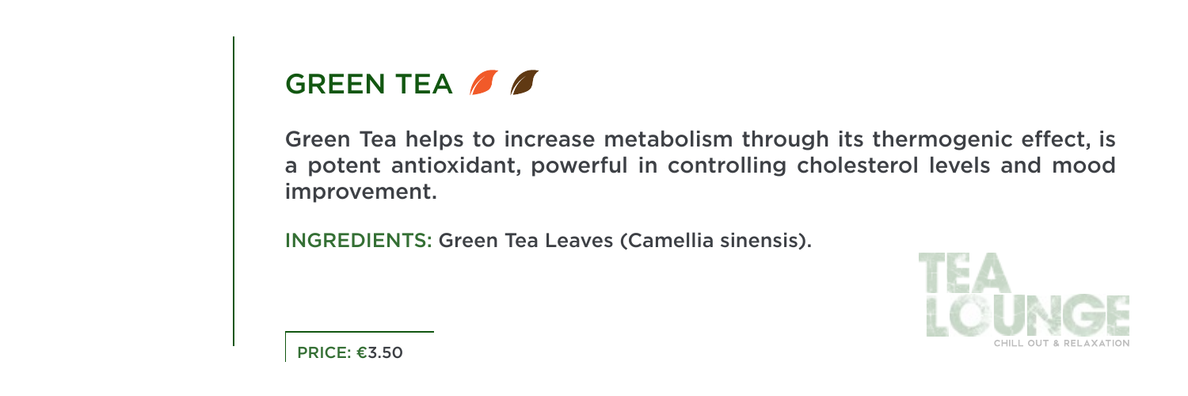## GREEN TEA

Green Tea helps to increase metabolism through its thermogenic effect, is a potent antioxidant, powerful in controlling cholesterol levels and mood improvement.

INGREDIENTS: Green Tea Leaves (Camellia sinensis).

PRICE: €3.50

TEA LOUNGE

CHILL OUT & RELAXATION